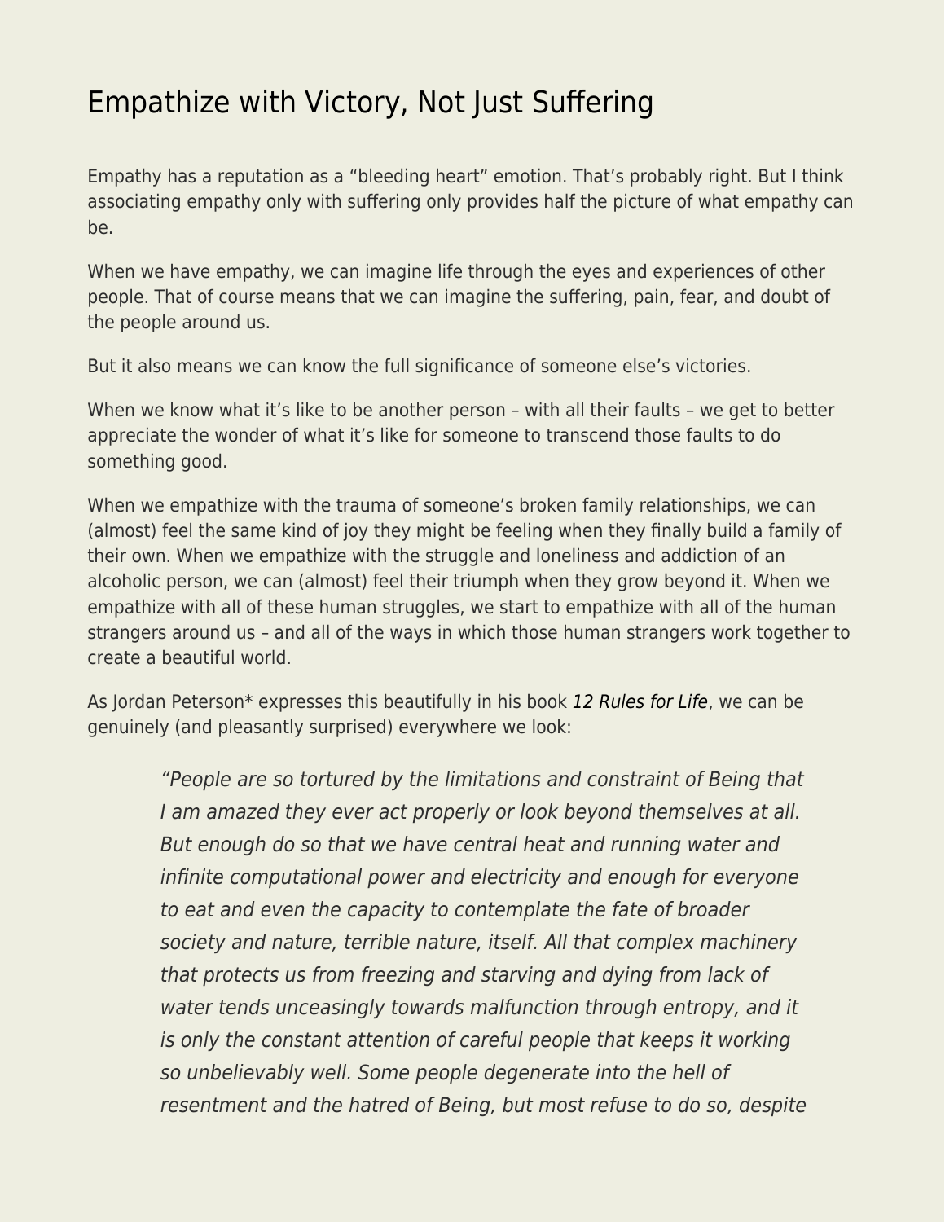# Empathize with Victory, Not Just Suffering

Empathy has a reputation as a "bleeding heart" emotion. That's probably right. But I think associating empathy only with suffering only provides half the picture of what empathy can be.

When we have empathy, we can imagine life through the eyes and experiences of other people. That of course means that we can imagine the suffering, pain, fear, and doubt of the people around us.

But it also means we can know the full significance of someone else's victories.

When we know what it's like to be another person – with all their faults – we get to better appreciate the wonder of what it's like for someone to transcend those faults to do something good.

When we empathize with the trauma of someone's broken family relationships, we can (almost) feel the same kind of joy they might be feeling when they finally build a family of their own. When we empathize with the struggle and loneliness and addiction of an alcoholic person, we can (almost) feel their triumph when they grow beyond it. When we empathize with all of these human struggles, we start to empathize with all of the human strangers around us – and all of the ways in which those human strangers work together to create a beautiful world.

As Jordan Peterson* expresses this beautifully in his book *12 Rules for Life*, we can be genuinely (and pleasantly surprised) everywhere we look:

> *"People are so tortured by the limitations and constraint of Being that I am amazed they ever act properly or look beyond themselves at all. But enough do so that we have central heat and running water and infinite computational power and electricity and enough for everyone to eat and even the capacity to contemplate the fate of broader society and nature, terrible nature, itself. All that complex machinery that protects us from freezing and starving and dying from lack of water tends unceasingly towards malfunction through entropy, and it is only the constant attention of careful people that keeps it working so unbelievably well. Some people degenerate into the hell of resentment and the hatred of Being, but most refuse to do so, despite*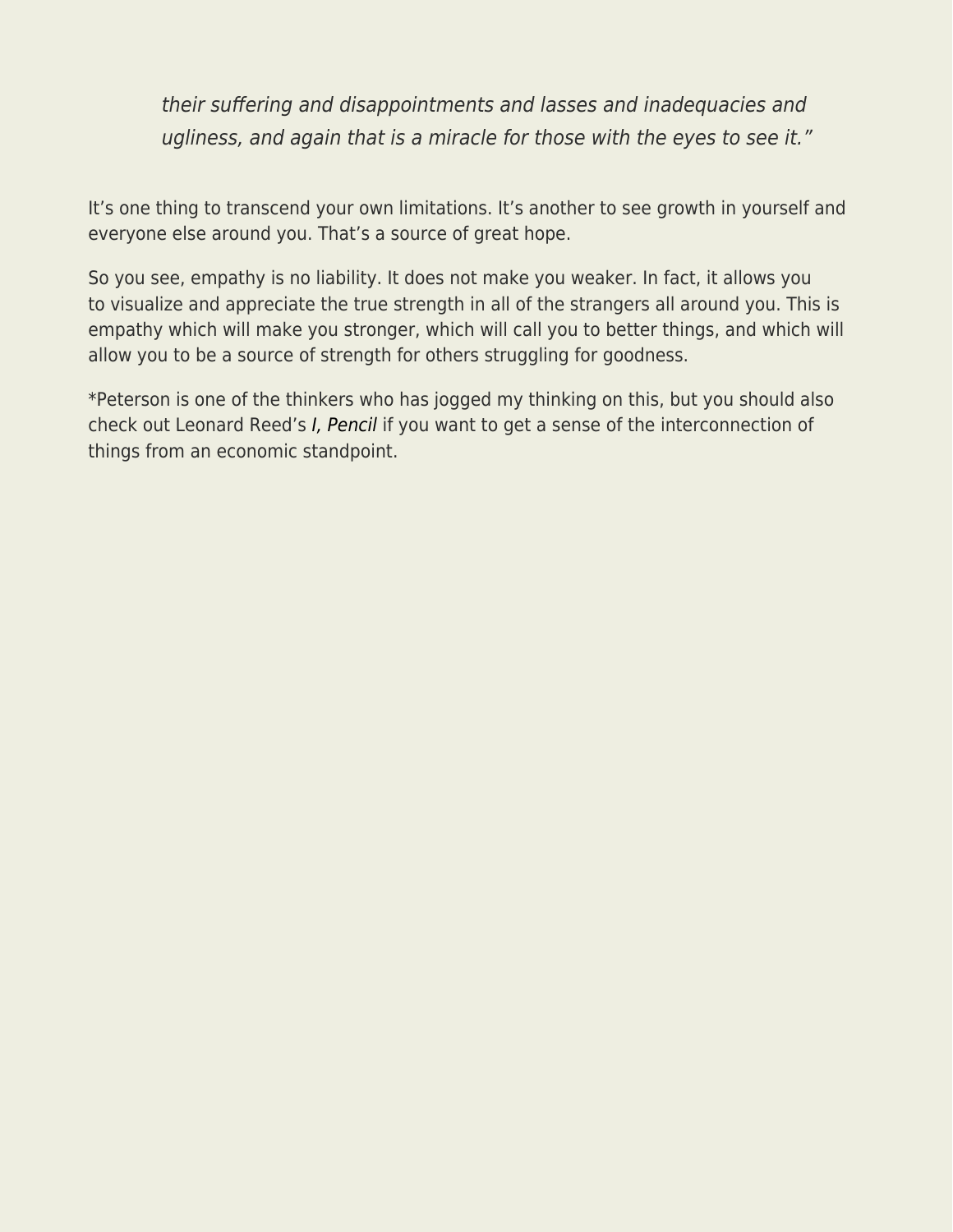> *their suffering and disappointments and lasses and inadequacies and ugliness, and again that is a miracle for those with the eyes to see it.”*

It’s one thing to transcend your own limitations. It’s another to see growth in yourself and everyone else around you. That’s a source of great hope.

So you see, empathy is no liability. It does not make you weaker. In fact, it allows you to visualize and appreciate the true strength in all of the strangers all around you. This is empathy which will make you stronger, which will call you to better things, and which will allow you to be a source of strength for others struggling for goodness.

*Peterson is one of the thinkers who has jogged my thinking on this, but you should also check out Leonard Reed’s *I, Pencil* if you want to get a sense of the interconnection of things from an economic standpoint.